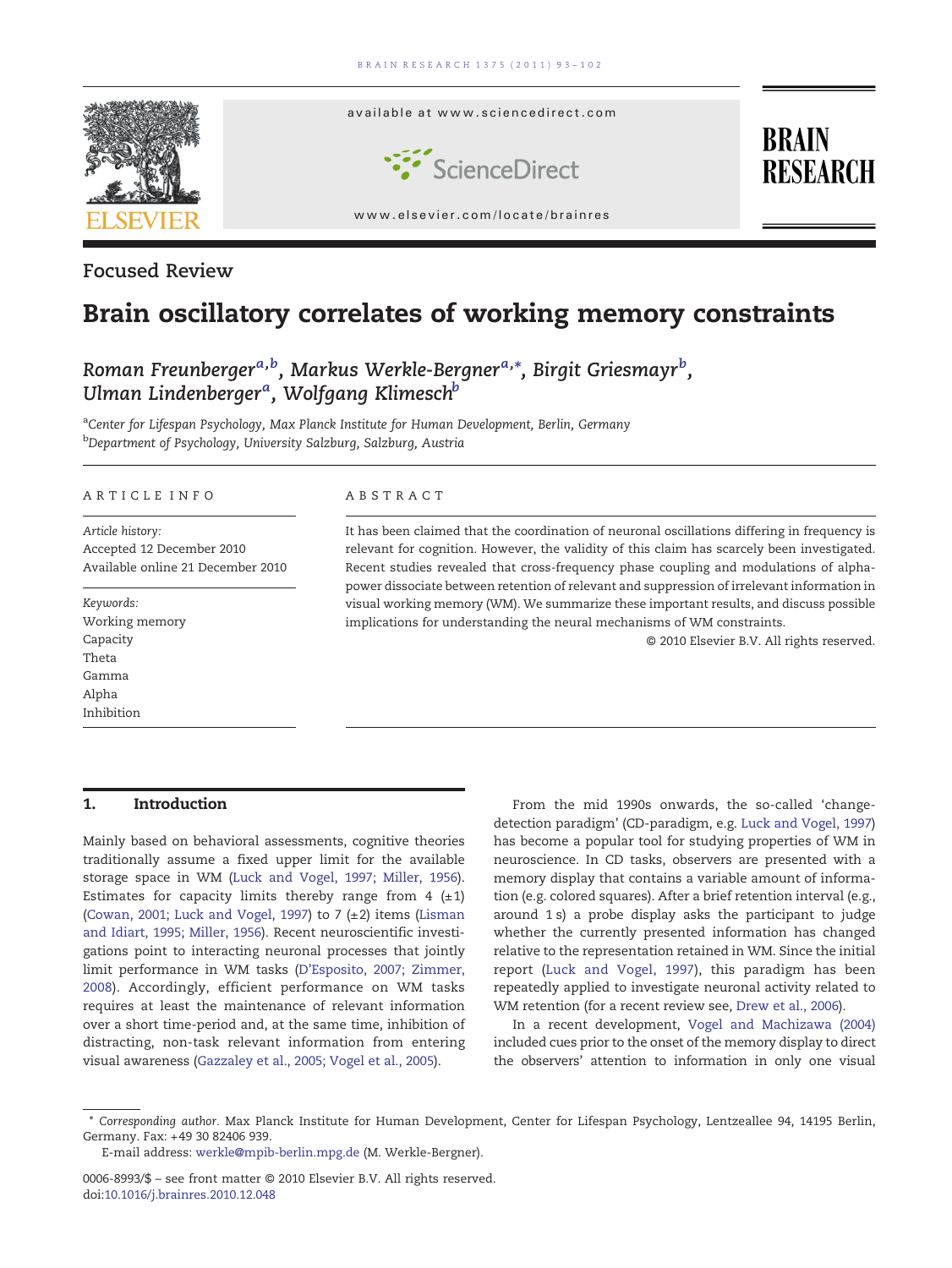Focused Review

# Brain oscillatory correlates of working memory constraints

*Roman Freunberger*[a,b], *Markus Werkle-Bergner*[a,*], *Birgit Griesmayr*[b], *Ulman Lindenberger*[a], *Wolfgang Klimesch*[b]

[a]*Center for Lifespan Psychology, Max Planck Institute for Human Development, Berlin, Germany*
[b]*Department of Psychology, University Salzburg, Salzburg, Austria*

ARTICLE INFO

*Article history:*
Accepted 12 December 2010
Available online 21 December 2010

*Keywords:*
Working memory
Capacity
Theta
Gamma
Alpha
Inhibition

ABSTRACT

It has been claimed that the coordination of neuronal oscillations differing in frequency is relevant for cognition. However, the validity of this claim has scarcely been investigated. Recent studies revealed that cross-frequency phase coupling and modulations of alpha-power dissociate between retention of relevant and suppression of irrelevant information in visual working memory (WM). We summarize these important results, and discuss possible implications for understanding the neural mechanisms of WM constraints.

© 2010 Elsevier B.V. All rights reserved.

## 1. Introduction

Mainly based on behavioral assessments, cognitive theories traditionally assume a fixed upper limit for the available storage space in WM (Luck and Vogel, 1997; Miller, 1956). Estimates for capacity limits thereby range from 4 (±1) (Cowan, 2001; Luck and Vogel, 1997) to 7 (±2) items (Lisman and Idiart, 1995; Miller, 1956). Recent neuroscientific investigations point to interacting neuronal processes that jointly limit performance in WM tasks (D'Esposito, 2007; Zimmer, 2008). Accordingly, efficient performance on WM tasks requires at least the maintenance of relevant information over a short time-period and, at the same time, inhibition of distracting, non-task relevant information from entering visual awareness (Gazzaley et al., 2005; Vogel et al., 2005).

From the mid 1990s onwards, the so-called 'change-detection paradigm' (CD-paradigm, e.g. Luck and Vogel, 1997) has become a popular tool for studying properties of WM in neuroscience. In CD tasks, observers are presented with a memory display that contains a variable amount of information (e.g. colored squares). After a brief retention interval (e.g., around 1 s) a probe display asks the participant to judge whether the currently presented information has changed relative to the representation retained in WM. Since the initial report (Luck and Vogel, 1997), this paradigm has been repeatedly applied to investigate neuronal activity related to WM retention (for a recent review, see, Drew et al., 2006).

In a recent development, Vogel and Machizawa (2004) included cues prior to the onset of the memory display to direct the observers' attention to information in only one visual

* Corresponding author. Max Planck Institute for Human Development, Center for Lifespan Psychology, Lentzeallee 94, 14195 Berlin, Germany. Fax: +49 30 82406 939.
E-mail address: werkle@mpib-berlin.mpg.de (M. Werkle-Bergner).

0006-8993/$ – see front matter © 2010 Elsevier B.V. All rights reserved.
doi:10.1016/j.brainres.2010.12.048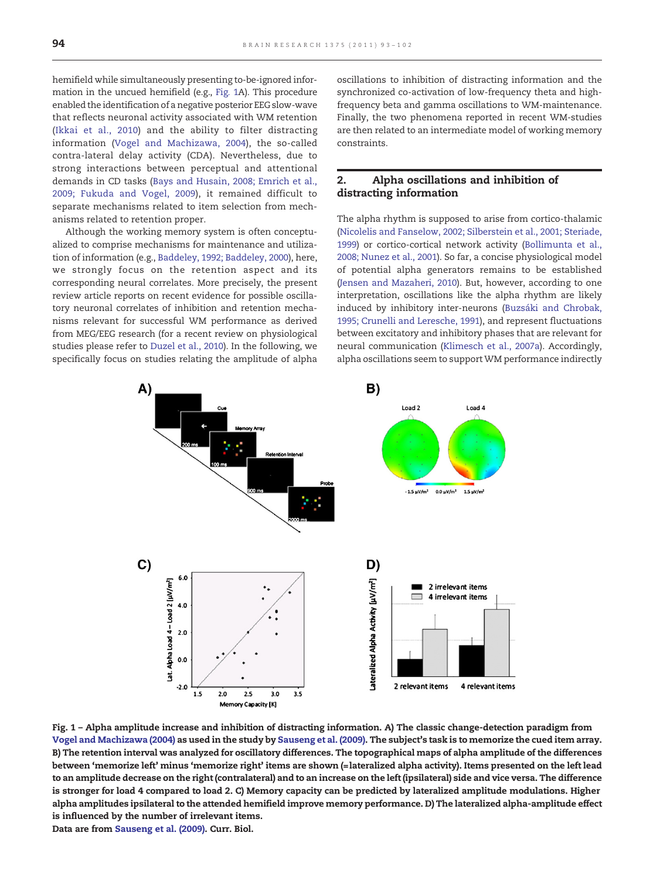hemifield while simultaneously presenting to-be-ignored information in the uncued hemifield (e.g., Fig. 1A). This procedure enabled the identification of a negative posterior EEG slow-wave that reflects neuronal activity associated with WM retention (Ikkai et al., 2010) and the ability to filter distracting information (Vogel and Machizawa, 2004), the so-called contra-lateral delay activity (CDA). Nevertheless, due to strong interactions between perceptual and attentional demands in CD tasks (Bays and Husain, 2008; Emrich et al., 2009; Fukuda and Vogel, 2009), it remained difficult to separate mechanisms related to item selection from mechanisms related to retention proper.

Although the working memory system is often conceptualized to comprise mechanisms for maintenance and utilization of information (e.g., Baddeley, 1992; Baddeley, 2000), here, we strongly focus on the retention aspect and its corresponding neural correlates. More precisely, the present review article reports on recent evidence for possible oscillatory neuronal correlates of inhibition and retention mechanisms relevant for successful WM performance as derived from MEG/EEG research (for a recent review on physiological studies please refer to Duzel et al., 2010). In the following, we specifically focus on studies relating the amplitude of alpha oscillations to inhibition of distracting information and the synchronized co-activation of low-frequency theta and high-frequency beta and gamma oscillations to WM-maintenance. Finally, the two phenomena reported in recent WM-studies are then related to an intermediate model of working memory constraints.

## 2. Alpha oscillations and inhibition of distracting information

The alpha rhythm is supposed to arise from cortico-thalamic (Nicolelis and Fanselow, 2002; Silberstein et al., 2001; Steriade, 1999) or cortico-cortical network activity (Bollimunta et al., 2008; Nunez et al., 2001). So far, a concise physiological model of potential alpha generators remains to be established (Jensen and Mazaheri, 2010). But, however, according to one interpretation, oscillations like the alpha rhythm are likely induced by inhibitory inter-neurons (Buzsáki and Chrobak, 1995; Crunelli and Leresche, 1991), and represent fluctuations between excitatory and inhibitory phases that are relevant for neural communication (Klimesch et al., 2007a). Accordingly, alpha oscillations seem to support WM performance indirectly

A)
Cue
Memory Array
Retention Interval
Probe
200 ms
100 ms
900 ms
2000 ms

B)
Load 2
Load 4
-1.5 µV/m²
0.0 µV/m²
1.5 µV/m²

C)
Lat. Alpha Load 4 – Load 2 [µV/m²]
6.0
4.0
2.0
0.0
-2.0
1.5
2.0
2.5
3.0
3.5
Memory Capacity [K]

D)
Lateralized Alpha Activity [µV/m²]
2 irrelevant items
4 irrelevant items
2 relevant items
4 relevant items

**Fig. 1 – Alpha amplitude increase and inhibition of distracting information. A) The classic change-detection paradigm from Vogel and Machizawa (2004) as used in the study by Sauseng et al. (2009). The subject's task is to memorize the cued item array. B) The retention interval was analyzed for oscillatory differences. The topographical maps of alpha amplitude of the differences between 'memorize left' minus 'memorize right' items are shown (=lateralized alpha activity). Items presented on the left lead to an amplitude decrease on the right (contralateral) and to an increase on the left (ipsilateral) side and vice versa. The difference is stronger for load 4 compared to load 2. C) Memory capacity can be predicted by lateralized amplitude modulations. Higher alpha amplitudes ipsilateral to the attended hemifield improve memory performance. D) The lateralized alpha-amplitude effect is influenced by the number of irrelevant items.**
**Data are from Sauseng et al. (2009). Curr. Biol.**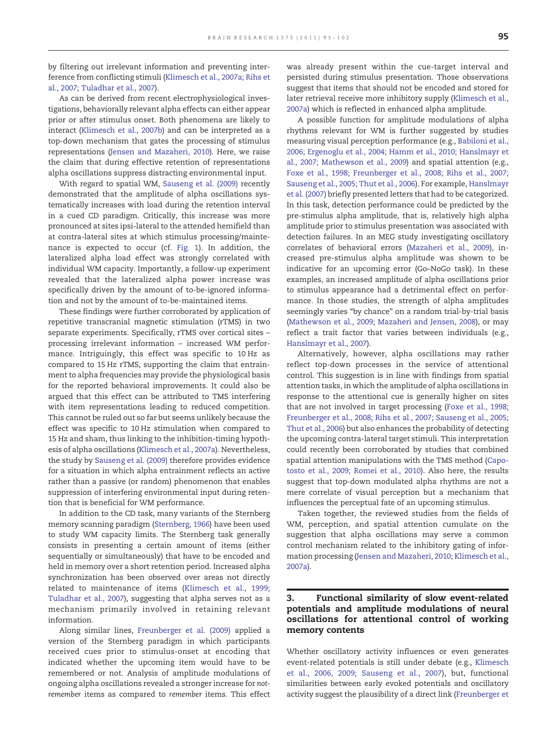by filtering out irrelevant information and preventing interference from conflicting stimuli (Klimesch et al., 2007a; Rihs et al., 2007; Tuladhar et al., 2007).

As can be derived from recent electrophysiological investigations, behaviorally relevant alpha effects can either appear prior or after stimulus onset. Both phenomena are likely to interact (Klimesch et al., 2007b) and can be interpreted as a top-down mechanism that gates the processing of stimulus representations (Jensen and Mazaheri, 2010). Here, we raise the claim that during effective retention of representations alpha oscillations suppress distracting environmental input.

With regard to spatial WM, Sauseng et al. (2009) recently demonstrated that the amplitude of alpha oscillations systematically increases with load during the retention interval in a cued CD paradigm. Critically, this increase was more pronounced at sites ipsi-lateral to the attended hemifield than at contra-lateral sites at which stimulus processing/maintenance is expected to occur (cf. Fig. 1). In addition, the lateralized alpha load effect was strongly correlated with individual WM capacity. Importantly, a follow-up experiment revealed that the lateralized alpha power increase was specifically driven by the amount of to-be-ignored information and not by the amount of to-be-maintained items.

These findings were further corroborated by application of repetitive transcranial magnetic stimulation (rTMS) in two separate experiments. Specifically, rTMS over cortical sites – processing irrelevant information – increased WM performance. Intriguingly, this effect was specific to 10 Hz as compared to 15 Hz rTMS, supporting the claim that entrainment to alpha frequencies may provide the physiological basis for the reported behavioral improvements. It could also be argued that this effect can be attributed to TMS interfering with item representations leading to reduced competition. This cannot be ruled out so far but seems unlikely because the effect was specific to 10 Hz stimulation when compared to 15 Hz and sham, thus linking to the inhibition-timing hypothesis of alpha oscillations (Klimesch et al., 2007a). Nevertheless, the study by Sauseng et al. (2009) therefore provides evidence for a situation in which alpha entrainment reflects an active rather than a passive (or random) phenomenon that enables suppression of interfering environmental input during retention that is beneficial for WM performance.

In addition to the CD task, many variants of the Sternberg memory scanning paradigm (Sternberg, 1966) have been used to study WM capacity limits. The Sternberg task generally consists in presenting a certain amount of items (either sequentially or simultaneously) that have to be encoded and held in memory over a short retention period. Increased alpha synchronization has been observed over areas not directly related to maintenance of items (Klimesch et al., 1999; Tuladhar et al., 2007), suggesting that alpha serves not as a mechanism primarily involved in retaining relevant information.

Along similar lines, Freunberger et al. (2009) applied a version of the Sternberg paradigm in which participants received cues prior to stimulus-onset at encoding that indicated whether the upcoming item would have to be remembered or not. Analysis of amplitude modulations of ongoing alpha oscillations revealed a stronger increase for *not-remember* items as compared to *remember* items. This effect was already present within the cue-target interval and persisted during stimulus presentation. Those observations suggest that items that should not be encoded and stored for later retrieval receive more inhibitory supply (Klimesch et al., 2007a) which is reflected in enhanced alpha amplitude.

A possible function for amplitude modulations of alpha rhythms relevant for WM is further suggested by studies measuring visual perception performance (e.g., Babiloni et al., 2006; Ergenoglu et al., 2004; Hamm et al., 2010; Hanslmayr et al., 2007; Mathewson et al., 2009) and spatial attention (e.g., Foxe et al., 1998; Freunberger et al., 2008; Rihs et al., 2007; Sauseng et al., 2005; Thut et al., 2006). For example, Hanslmayr et al. (2007) briefly presented letters that had to be categorized. In this task, detection performance could be predicted by the pre-stimulus alpha amplitude, that is, relatively high alpha amplitude prior to stimulus presentation was associated with detection failures. In an MEG study investigating oscillatory correlates of behavioral errors (Mazaheri et al., 2009), increased pre-stimulus alpha amplitude was shown to be indicative for an upcoming error (Go–NoGo task). In these examples, an increased amplitude of alpha oscillations prior to stimulus appearance had a detrimental effect on performance. In those studies, the strength of alpha amplitudes seemingly varies "by chance" on a random trial-by-trial basis (Mathewson et al., 2009; Mazaheri and Jensen, 2008), or may reflect a trait factor that varies between individuals (e.g., Hanslmayr et al., 2007).

Alternatively, however, alpha oscillations may rather reflect top-down processes in the service of attentional control. This suggestion is in line with findings from spatial attention tasks, in which the amplitude of alpha oscillations in response to the attentional cue is generally higher on sites that are not involved in target processing (Foxe et al., 1998; Freunberger et al., 2008; Rihs et al., 2007; Sauseng et al., 2005; Thut et al., 2006) but also enhances the probability of detecting the upcoming contra-lateral target stimuli. This interpretation could recently been corroborated by studies that combined spatial attention manipulations with the TMS method (Capotosto et al., 2009; Romei et al., 2010). Also here, the results suggest that top-down modulated alpha rhythms are not a mere correlate of visual perception but a mechanism that influences the perceptual fate of an upcoming stimulus.

Taken together, the reviewed studies from the fields of WM, perception, and spatial attention cumulate on the suggestion that alpha oscillations may serve a common control mechanism related to the inhibitory gating of information processing (Jensen and Mazaheri, 2010; Klimesch et al., 2007a).

## 3. Functional similarity of slow event-related potentials and amplitude modulations of neural oscillations for attentional control of working memory contents

Whether oscillatory activity influences or even generates event-related potentials is still under debate (e.g., Klimesch et al., 2006, 2009; Sauseng et al., 2007), but, functional similarities between early evoked potentials and oscillatory activity suggest the plausibility of a direct link (Freunberger et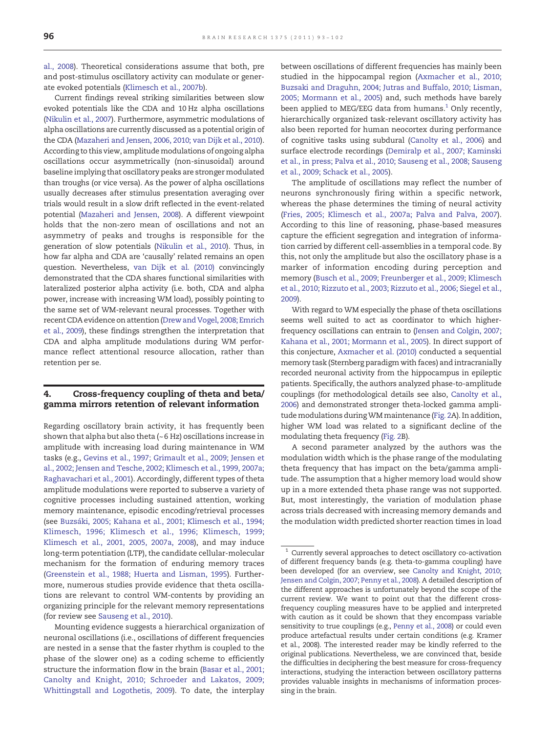al., 2008). Theoretical considerations assume that both, pre and post-stimulus oscillatory activity can modulate or generate evoked potentials (Klimesch et al., 2007b).

Current findings reveal striking similarities between slow evoked potentials like the CDA and 10 Hz alpha oscillations (Nikulin et al., 2007). Furthermore, asymmetric modulations of alpha oscillations are currently discussed as a potential origin of the CDA (Mazaheri and Jensen, 2006, 2010; van Dijk et al., 2010). According to this view, amplitude modulations of ongoing alpha oscillations occur asymmetrically (non-sinusoidal) around baseline implying that oscillatory peaks are stronger modulated than troughs (or vice versa). As the power of alpha oscillations usually decreases after stimulus presentation averaging over trials would result in a slow drift reflected in the event-related potential (Mazaheri and Jensen, 2008). A different viewpoint holds that the non-zero mean of oscillations and not an asymmetry of peaks and troughs is responsible for the generation of slow potentials (Nikulin et al., 2010). Thus, in how far alpha and CDA are 'causally' related remains an open question. Nevertheless, van Dijk et al. (2010) convincingly demonstrated that the CDA shares functional similarities with lateralized posterior alpha activity (i.e. both, CDA and alpha power, increase with increasing WM load), possibly pointing to the same set of WM-relevant neural processes. Together with recent CDA evidence on attention (Drew and Vogel, 2008; Emrich et al., 2009), these findings strengthen the interpretation that CDA and alpha amplitude modulations during WM performance reflect attentional resource allocation, rather than retention per se.

## 4. Cross-frequency coupling of theta and beta/gamma mirrors retention of relevant information

Regarding oscillatory brain activity, it has frequently been shown that alpha but also theta (~6 Hz) oscillations increase in amplitude with increasing load during maintenance in WM tasks (e.g., Gevins et al., 1997; Grimault et al., 2009; Jensen et al., 2002; Jensen and Tesche, 2002; Klimesch et al., 1999, 2007a; Raghavachari et al., 2001). Accordingly, different types of theta amplitude modulations were reported to subserve a variety of cognitive processes including sustained attention, working memory maintenance, episodic encoding/retrieval processes (see Buzsáki, 2005; Kahana et al., 2001; Klimesch et al., 1994; Klimesch, 1996; Klimesch et al., 1996; Klimesch, 1999; Klimesch et al., 2001, 2005, 2007a, 2008), and may induce long-term potentiation (LTP), the candidate cellular-molecular mechanism for the formation of enduring memory traces (Greenstein et al., 1988; Huerta and Lisman, 1995). Furthermore, numerous studies provide evidence that theta oscillations are relevant to control WM-contents by providing an organizing principle for the relevant memory representations (for review see Sauseng et al., 2010).

Mounting evidence suggests a hierarchical organization of neuronal oscillations (i.e., oscillations of different frequencies are nested in a sense that the faster rhythm is coupled to the phase of the slower one) as a coding scheme to efficiently structure the information flow in the brain (Basar et al., 2001; Canolty and Knight, 2010; Schroeder and Lakatos, 2009; Whittingstall and Logothetis, 2009). To date, the interplay between oscillations of different frequencies has mainly been studied in the hippocampal region (Axmacher et al., 2010; Buzsaki and Draguhn, 2004; Jutras and Buffalo, 2010; Lisman, 2005; Mormann et al., 2005) and, such methods have barely been applied to MEG/EEG data from humans.[1] Only recently, hierarchically organized task-relevant oscillatory activity has also been reported for human neocortex during performance of cognitive tasks using subdural (Canolty et al., 2006) and surface electrode recordings (Demiralp et al., 2007; Kaminski et al., in press; Palva et al., 2010; Sauseng et al., 2008; Sauseng et al., 2009; Schack et al., 2005).

The amplitude of oscillations may reflect the number of neurons synchronously firing within a specific network, whereas the phase determines the timing of neural activity (Fries, 2005; Klimesch et al., 2007a; Palva and Palva, 2007). According to this line of reasoning, phase-based measures capture the efficient segregation and integration of information carried by different cell-assemblies in a temporal code. By this, not only the amplitude but also the oscillatory phase is a marker of information encoding during perception and memory (Busch et al., 2009; Freunberger et al., 2009; Klimesch et al., 2010; Rizzuto et al., 2003; Rizzuto et al., 2006; Siegel et al., 2009).

With regard to WM especially the phase of theta oscillations seems well suited to act as coordinator to which higher-frequency oscillations can entrain to (Jensen and Colgin, 2007; Kahana et al., 2001; Mormann et al., 2005). In direct support of this conjecture, Axmacher et al. (2010) conducted a sequential memory task (Sternberg paradigm with faces) and intracranially recorded neuronal activity from the hippocampus in epileptic patients. Specifically, the authors analyzed phase-to-amplitude couplings (for methodological details see also, Canolty et al., 2006) and demonstrated stronger theta-locked gamma amplitude modulations during WM maintenance (Fig. 2A). In addition, higher WM load was related to a significant decline of the modulating theta frequency (Fig. 2B).

A second parameter analyzed by the authors was the modulation width which is the phase range of the modulating theta frequency that has impact on the beta/gamma amplitude. The assumption that a higher memory load would show up in a more extended theta phase range was not supported. But, most interestingly, the variation of modulation phase across trials decreased with increasing memory demands and the modulation width predicted shorter reaction times in load

[1] Currently several approaches to detect oscillatory co-activation of different frequency bands (e.g. theta-to-gamma coupling) have been developed (for an overview, see Canolty and Knight, 2010; Jensen and Colgin, 2007; Penny et al., 2008). A detailed description of the different approaches is unfortunately beyond the scope of the current review. We want to point out that the different cross-frequency coupling measures have to be applied and interpreted with caution as it could be shown that they encompass variable sensitivity to true couplings (e.g., Penny et al., 2008) or could even produce artefactual results under certain conditions (e.g. Kramer et al., 2008). The interested reader may be kindly referred to the original publications. Nevertheless, we are convinced that, beside the difficulties in deciphering the best measure for cross-frequency interactions, studying the interaction between oscillatory patterns provides valuable insights in mechanisms of information processing in the brain.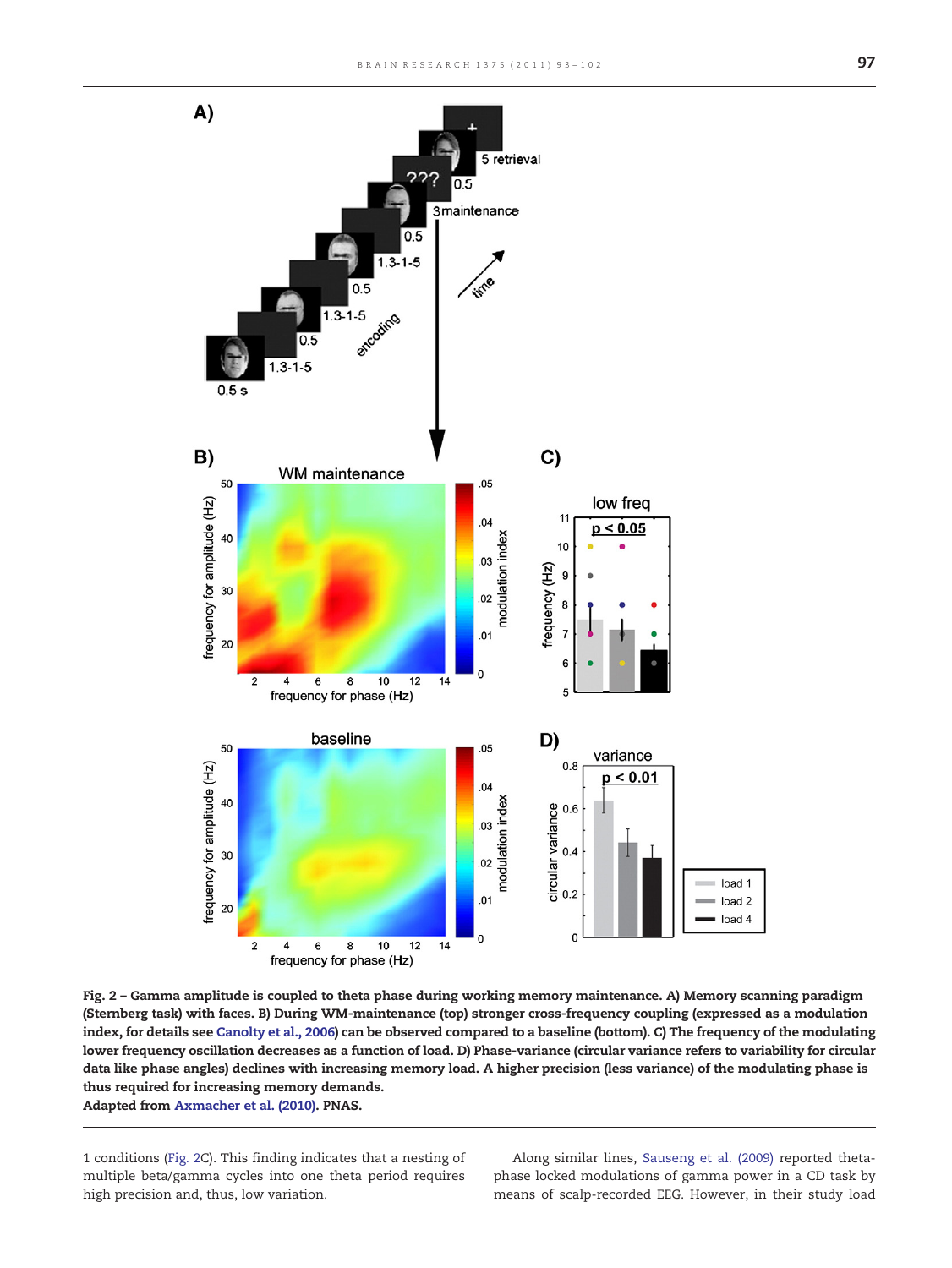A)

5 retrieval

0.5

3maintenance

0.5

1.3-1-5

0.5

1.3-1-5

0.5

1.3-1-5

0.5 s

encoding

time

B)

WM maintenance

frequency for amplitude (Hz)

frequency for phase (Hz)

modulation index

baseline

frequency for amplitude (Hz)

frequency for phase (Hz)

modulation index

C)

low freq

p < 0.05

frequency (Hz)

D)

variance

p < 0.01

circular variance

load 1

load 2

load 4

**Fig. 2 – Gamma amplitude is coupled to theta phase during working memory maintenance. A) Memory scanning paradigm (Sternberg task) with faces. B) During WM-maintenance (top) stronger cross-frequency coupling (expressed as a modulation index, for details see Canolty et al., 2006) can be observed compared to a baseline (bottom). C) The frequency of the modulating lower frequency oscillation decreases as a function of load. D) Phase-variance (circular variance refers to variability for circular data like phase angles) declines with increasing memory load. A higher precision (less variance) of the modulating phase is thus required for increasing memory demands.**
**Adapted from Axmacher et al. (2010). PNAS.**

1 conditions (Fig. 2C). This finding indicates that a nesting of multiple beta/gamma cycles into one theta period requires high precision and, thus, low variation.

Along similar lines, Sauseng et al. (2009) reported theta-phase locked modulations of gamma power in a CD task by means of scalp-recorded EEG. However, in their study load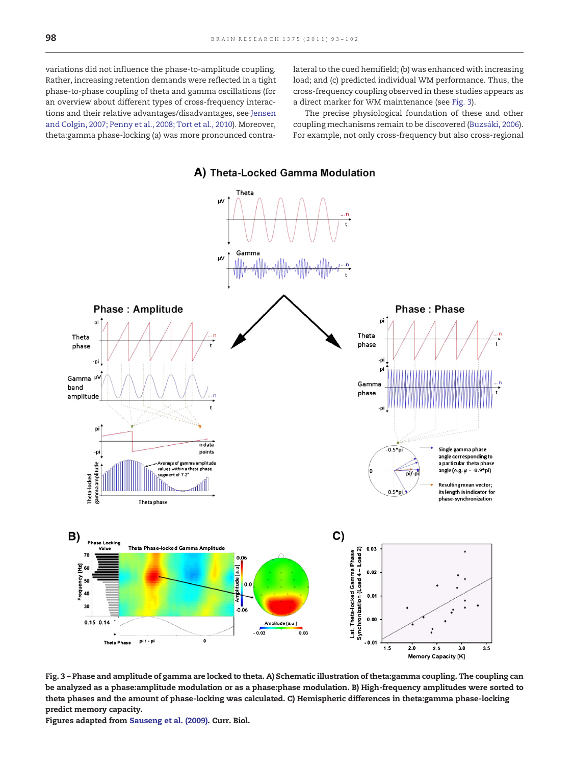variations did not influence the phase-to-amplitude coupling. Rather, increasing retention demands were reflected in a tight phase-to-phase coupling of theta and gamma oscillations (for an overview about different types of cross-frequency interactions and their relative advantages/disadvantages, see Jensen and Colgin, 2007; Penny et al., 2008; Tort et al., 2010). Moreover, theta:gamma phase-locking (a) was more pronounced contralateral to the cued hemifield; (b) was enhanced with increasing load; and (c) predicted individual WM performance. Thus, the cross-frequency coupling observed in these studies appears as a direct marker for WM maintenance (see Fig. 3).

The precise physiological foundation of these and other coupling mechanisms remain to be discovered (Buzsáki, 2006). For example, not only cross-frequency but also cross-regional

A) Theta-Locked Gamma Modulation

Theta

μV

... n

t

Gamma

μV

... n

t

Phase : Amplitude

pi

Theta phase

-pi

... n

t

Gamma band amplitude

μV

... n

t

pi

-pi

n data points

Theta-locked gamma amplitude

Average of gamma amplitude values within a theta phase segment of 7.2°

Theta phase

Phase : Phase

pi

Theta phase

-pi

... n

t

pi

Gamma phase

-pi

... n

t

-0.5*pi

0

pi/-pi

0.5*pi

Single gamma phase angle corresponding to a particular theta phase angle (e.g. φ = -0.9*pi)

Resulting mean vector; its length is indicator for phase-synchronization

B)

Phase Locking Value

Theta Phase-locked Gamma Amplitude

70

60

50

40

30

Frequency [Hz]

0.15 0.14

Theta Phase

pi / - pi

0

0.06

0.0

-0.06

Amplitude [a.u.]

Amplitude [a.u.]

- 0.03

0.03

C)

0.03

0.02

0.01

0.00

- 0.01

Lat. Theta-locked Gamma Phase Synchronization (Load 4 – Load 2)

1.5

2.0

2.5

3.0

3.5

Memory Capacity [K]

**Fig. 3 – Phase and amplitude of gamma are locked to theta. A) Schematic illustration of theta:gamma coupling. The coupling can be analyzed as a phase:amplitude modulation or as a phase:phase modulation. B) High-frequency amplitudes were sorted to theta phases and the amount of phase-locking was calculated. C) Hemispheric differences in theta:gamma phase-locking predict memory capacity.**

**Figures adapted from Sauseng et al. (2009). Curr. Biol.**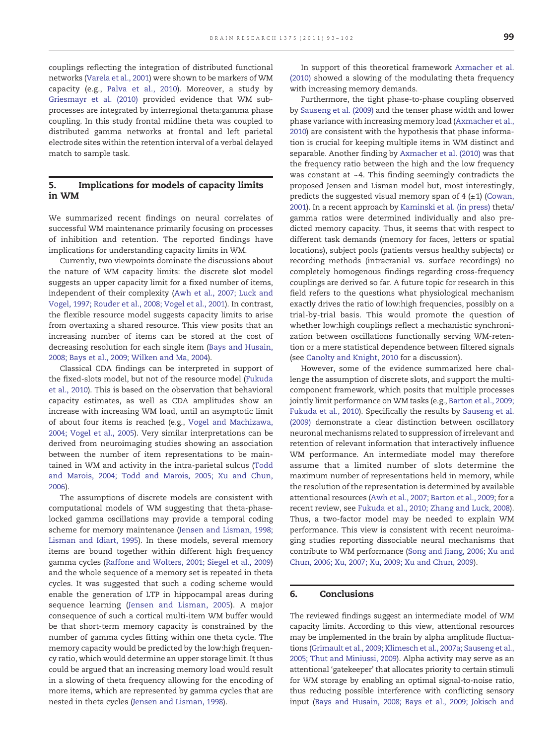couplings reflecting the integration of distributed functional networks (Varela et al., 2001) were shown to be markers of WM capacity (e.g., Palva et al., 2010). Moreover, a study by Griesmayr et al. (2010) provided evidence that WM subprocesses are integrated by interregional theta:gamma phase coupling. In this study frontal midline theta was coupled to distributed gamma networks at frontal and left parietal electrode sites within the retention interval of a verbal delayed match to sample task.

## 5. Implications for models of capacity limits in WM

We summarized recent findings on neural correlates of successful WM maintenance primarily focusing on processes of inhibition and retention. The reported findings have implications for understanding capacity limits in WM.

Currently, two viewpoints dominate the discussions about the nature of WM capacity limits: the discrete slot model suggests an upper capacity limit for a fixed number of items, independent of their complexity (Awh et al., 2007; Luck and Vogel, 1997; Rouder et al., 2008; Vogel et al., 2001). In contrast, the flexible resource model suggests capacity limits to arise from overtaxing a shared resource. This view posits that an increasing number of items can be stored at the cost of decreasing resolution for each single item (Bays and Husain, 2008; Bays et al., 2009; Wilken and Ma, 2004).

Classical CDA findings can be interpreted in support of the fixed-slots model, but not of the resource model (Fukuda et al., 2010). This is based on the observation that behavioral capacity estimates, as well as CDA amplitudes show an increase with increasing WM load, until an asymptotic limit of about four items is reached (e.g., Vogel and Machizawa, 2004; Vogel et al., 2005). Very similar interpretations can be derived from neuroimaging studies showing an association between the number of item representations to be maintained in WM and activity in the intra-parietal sulcus (Todd and Marois, 2004; Todd and Marois, 2005; Xu and Chun, 2006).

The assumptions of discrete models are consistent with computational models of WM suggesting that theta-phase-locked gamma oscillations may provide a temporal coding scheme for memory maintenance (Jensen and Lisman, 1998; Lisman and Idiart, 1995). In these models, several memory items are bound together within different high frequency gamma cycles (Raffone and Wolters, 2001; Siegel et al., 2009) and the whole sequence of a memory set is repeated in theta cycles. It was suggested that such a coding scheme would enable the generation of LTP in hippocampal areas during sequence learning (Jensen and Lisman, 2005). A major consequence of such a cortical multi-item WM buffer would be that short-term memory capacity is constrained by the number of gamma cycles fitting within one theta cycle. The memory capacity would be predicted by the low:high frequency ratio, which would determine an upper storage limit. It thus could be argued that an increasing memory load would result in a slowing of theta frequency allowing for the encoding of more items, which are represented by gamma cycles that are nested in theta cycles (Jensen and Lisman, 1998).

In support of this theoretical framework Axmacher et al. (2010) showed a slowing of the modulating theta frequency with increasing memory demands.

Furthermore, the tight phase-to-phase coupling observed by Sauseng et al. (2009) and the tenser phase width and lower phase variance with increasing memory load (Axmacher et al., 2010) are consistent with the hypothesis that phase information is crucial for keeping multiple items in WM distinct and separable. Another finding by Axmacher et al. (2010) was that the frequency ratio between the high and the low frequency was constant at ~4. This finding seemingly contradicts the proposed Jensen and Lisman model but, most interestingly, predicts the suggested visual memory span of 4 (±1) (Cowan, 2001). In a recent approach by Kaminski et al. (in press) theta/gamma ratios were determined individually and also predicted memory capacity. Thus, it seems that with respect to different task demands (memory for faces, letters or spatial locations), subject pools (patients versus healthy subjects) or recording methods (intracranial vs. surface recordings) no completely homogenous findings regarding cross-frequency couplings are derived so far. A future topic for research in this field refers to the questions what physiological mechanism exactly drives the ratio of low:high frequencies, possibly on a trial-by-trial basis. This would promote the question of whether low:high couplings reflect a mechanistic synchronization between oscillations functionally serving WM-retention or a mere statistical dependence between filtered signals (see Canolty and Knight, 2010 for a discussion).

However, some of the evidence summarized here challenge the assumption of discrete slots, and support the multi-component framework, which posits that multiple processes jointly limit performance on WM tasks (e.g., Barton et al., 2009; Fukuda et al., 2010). Specifically the results by Sauseng et al. (2009) demonstrate a clear distinction between oscillatory neuronal mechanisms related to suppression of irrelevant and retention of relevant information that interactively influence WM performance. An intermediate model may therefore assume that a limited number of slots determine the maximum number of representations held in memory, while the resolution of the representation is determined by available attentional resources (Awh et al., 2007; Barton et al., 2009; for a recent review, see Fukuda et al., 2010; Zhang and Luck, 2008). Thus, a two-factor model may be needed to explain WM performance. This view is consistent with recent neuroimaging studies reporting dissociable neural mechanisms that contribute to WM performance (Song and Jiang, 2006; Xu and Chun, 2006; Xu, 2007; Xu, 2009; Xu and Chun, 2009).

## 6. Conclusions

The reviewed findings suggest an intermediate model of WM capacity limits. According to this view, attentional resources may be implemented in the brain by alpha amplitude fluctuations (Grimault et al., 2009; Klimesch et al., 2007a; Sauseng et al., 2005; Thut and Miniussi, 2009). Alpha activity may serve as an attentional 'gatekeeper' that allocates priority to certain stimuli for WM storage by enabling an optimal signal-to-noise ratio, thus reducing possible interference with conflicting sensory input (Bays and Husain, 2008; Bays et al., 2009; Jokisch and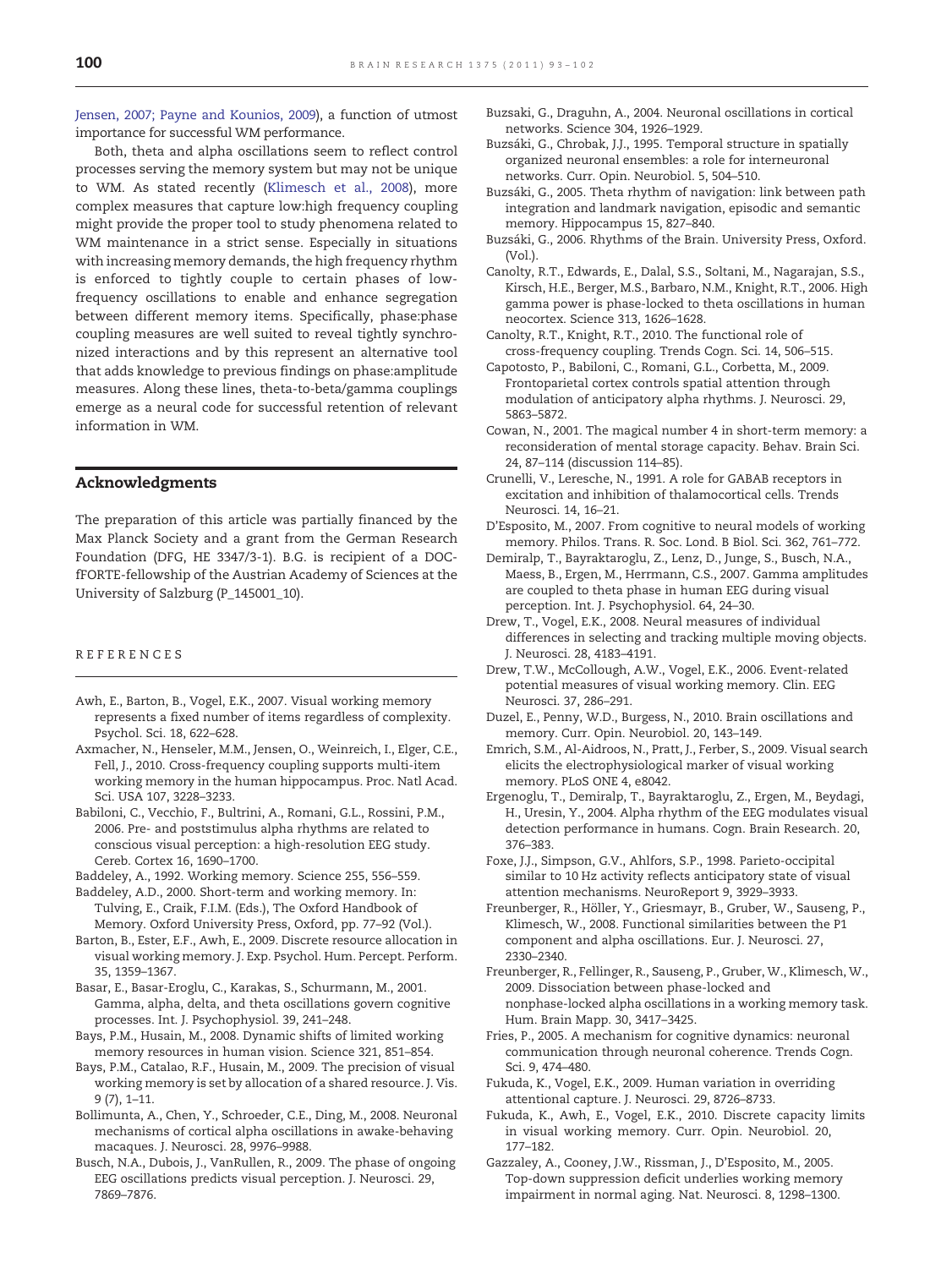Jensen, 2007; Payne and Kounios, 2009), a function of utmost importance for successful WM performance.

Both, theta and alpha oscillations seem to reflect control processes serving the memory system but may not be unique to WM. As stated recently (Klimesch et al., 2008), more complex measures that capture low:high frequency coupling might provide the proper tool to study phenomena related to WM maintenance in a strict sense. Especially in situations with increasing memory demands, the high frequency rhythm is enforced to tightly couple to certain phases of low-frequency oscillations to enable and enhance segregation between different memory items. Specifically, phase:phase coupling measures are well suited to reveal tightly synchronized interactions and by this represent an alternative tool that adds knowledge to previous findings on phase:amplitude measures. Along these lines, theta-to-beta/gamma couplings emerge as a neural code for successful retention of relevant information in WM.

## Acknowledgments

The preparation of this article was partially financed by the Max Planck Society and a grant from the German Research Foundation (DFG, HE 3347/3-1). B.G. is recipient of a DOC-fFORTE-fellowship of the Austrian Academy of Sciences at the University of Salzburg (P_145001_10).

## REFERENCES

Awh, E., Barton, B., Vogel, E.K., 2007. Visual working memory represents a fixed number of items regardless of complexity. Psychol. Sci. 18, 622–628.

Axmacher, N., Henseler, M.M., Jensen, O., Weinreich, I., Elger, C.E., Fell, J., 2010. Cross-frequency coupling supports multi-item working memory in the human hippocampus. Proc. Natl Acad. Sci. USA 107, 3228–3233.

Babiloni, C., Vecchio, F., Bultrini, A., Romani, G.L., Rossini, P.M., 2006. Pre- and poststimulus alpha rhythms are related to conscious visual perception: a high-resolution EEG study. Cereb. Cortex 16, 1690–1700.

Baddeley, A., 1992. Working memory. Science 255, 556–559.

Baddeley, A.D., 2000. Short-term and working memory. In: Tulving, E., Craik, F.I.M. (Eds.), The Oxford Handbook of Memory. Oxford University Press, Oxford, pp. 77–92 (Vol.).

Barton, B., Ester, E.F., Awh, E., 2009. Discrete resource allocation in visual working memory. J. Exp. Psychol. Hum. Percept. Perform. 35, 1359–1367.

Basar, E., Basar-Eroglu, C., Karakas, S., Schurmann, M., 2001. Gamma, alpha, delta, and theta oscillations govern cognitive processes. Int. J. Psychophysiol. 39, 241–248.

Bays, P.M., Husain, M., 2008. Dynamic shifts of limited working memory resources in human vision. Science 321, 851–854.

Bays, P.M., Catalao, R.F., Husain, M., 2009. The precision of visual working memory is set by allocation of a shared resource. J. Vis. 9 (7), 1–11.

Bollimunta, A., Chen, Y., Schroeder, C.E., Ding, M., 2008. Neuronal mechanisms of cortical alpha oscillations in awake-behaving macaques. J. Neurosci. 28, 9976–9988.

Busch, N.A., Dubois, J., VanRullen, R., 2009. The phase of ongoing EEG oscillations predicts visual perception. J. Neurosci. 29, 7869–7876.

Buzsaki, G., Draguhn, A., 2004. Neuronal oscillations in cortical networks. Science 304, 1926–1929.

Buzsáki, G., Chrobak, J.J., 1995. Temporal structure in spatially organized neuronal ensembles: a role for interneuronal networks. Curr. Opin. Neurobiol. 5, 504–510.

Buzsáki, G., 2005. Theta rhythm of navigation: link between path integration and landmark navigation, episodic and semantic memory. Hippocampus 15, 827–840.

Buzsáki, G., 2006. Rhythms of the Brain. University Press, Oxford. (Vol.).

Canolty, R.T., Edwards, E., Dalal, S.S., Soltani, M., Nagarajan, S.S., Kirsch, H.E., Berger, M.S., Barbaro, N.M., Knight, R.T., 2006. High gamma power is phase-locked to theta oscillations in human neocortex. Science 313, 1626–1628.

Canolty, R.T., Knight, R.T., 2010. The functional role of cross-frequency coupling. Trends Cogn. Sci. 14, 506–515.

Capotosto, P., Babiloni, C., Romani, G.L., Corbetta, M., 2009. Frontoparietal cortex controls spatial attention through modulation of anticipatory alpha rhythms. J. Neurosci. 29, 5863–5872.

Cowan, N., 2001. The magical number 4 in short-term memory: a reconsideration of mental storage capacity. Behav. Brain Sci. 24, 87–114 (discussion 114–85).

Crunelli, V., Leresche, N., 1991. A role for GABAB receptors in excitation and inhibition of thalamocortical cells. Trends Neurosci. 14, 16–21.

D'Esposito, M., 2007. From cognitive to neural models of working memory. Philos. Trans. R. Soc. Lond. B Biol. Sci. 362, 761–772.

Demiralp, T., Bayraktaroglu, Z., Lenz, D., Junge, S., Busch, N.A., Maess, B., Ergen, M., Herrmann, C.S., 2007. Gamma amplitudes are coupled to theta phase in human EEG during visual perception. Int. J. Psychophysiol. 64, 24–30.

Drew, T., Vogel, E.K., 2008. Neural measures of individual differences in selecting and tracking multiple moving objects. J. Neurosci. 28, 4183–4191.

Drew, T.W., McCollough, A.W., Vogel, E.K., 2006. Event-related potential measures of visual working memory. Clin. EEG Neurosci. 37, 286–291.

Duzel, E., Penny, W.D., Burgess, N., 2010. Brain oscillations and memory. Curr. Opin. Neurobiol. 20, 143–149.

Emrich, S.M., Al-Aidroos, N., Pratt, J., Ferber, S., 2009. Visual search elicits the electrophysiological marker of visual working memory. PLoS ONE 4, e8042.

Ergenoglu, T., Demiralp, T., Bayraktaroglu, Z., Ergen, M., Beydagi, H., Uresin, Y., 2004. Alpha rhythm of the EEG modulates visual detection performance in humans. Cogn. Brain Research. 20, 376–383.

Foxe, J.J., Simpson, G.V., Ahlfors, S.P., 1998. Parieto-occipital similar to 10 Hz activity reflects anticipatory state of visual attention mechanisms. NeuroReport 9, 3929–3933.

Freunberger, R., Höller, Y., Griesmayr, B., Gruber, W., Sauseng, P., Klimesch, W., 2008. Functional similarities between the P1 component and alpha oscillations. Eur. J. Neurosci. 27, 2330–2340.

Freunberger, R., Fellinger, R., Sauseng, P., Gruber, W., Klimesch, W., 2009. Dissociation between phase-locked and nonphase-locked alpha oscillations in a working memory task. Hum. Brain Mapp. 30, 3417–3425.

Fries, P., 2005. A mechanism for cognitive dynamics: neuronal communication through neuronal coherence. Trends Cogn. Sci. 9, 474–480.

Fukuda, K., Vogel, E.K., 2009. Human variation in overriding attentional capture. J. Neurosci. 29, 8726–8733.

Fukuda, K., Awh, E., Vogel, E.K., 2010. Discrete capacity limits in visual working memory. Curr. Opin. Neurobiol. 20, 177–182.

Gazzaley, A., Cooney, J.W., Rissman, J., D'Esposito, M., 2005. Top-down suppression deficit underlies working memory impairment in normal aging. Nat. Neurosci. 8, 1298–1300.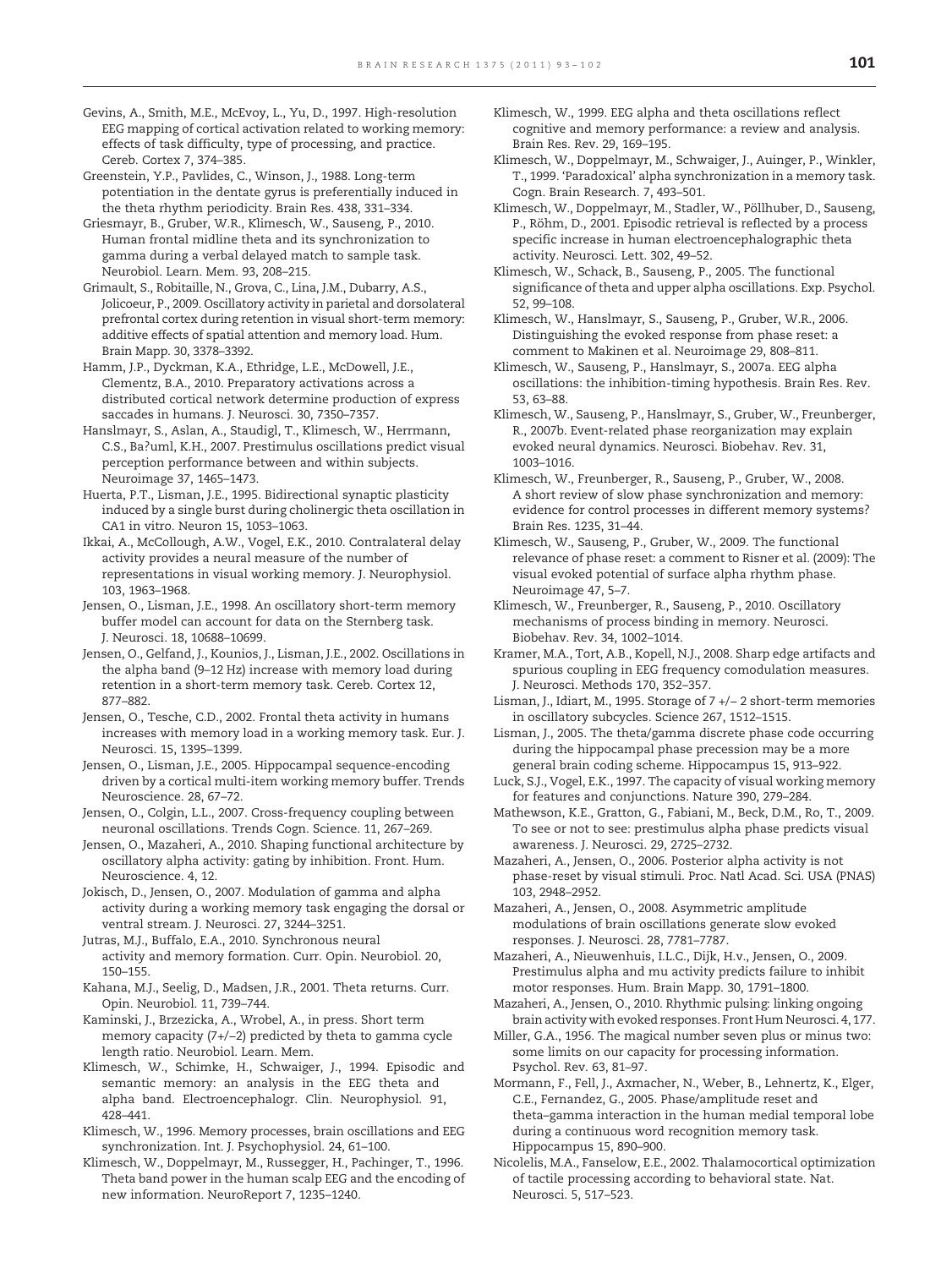Gevins, A., Smith, M.E., McEvoy, L., Yu, D., 1997. High-resolution EEG mapping of cortical activation related to working memory: effects of task difficulty, type of processing, and practice. Cereb. Cortex 7, 374–385.

Greenstein, Y.P., Pavlides, C., Winson, J., 1988. Long-term potentiation in the dentate gyrus is preferentially induced in the theta rhythm periodicity. Brain Res. 438, 331–334.

Griesmayr, B., Gruber, W.R., Klimesch, W., Sauseng, P., 2010. Human frontal midline theta and its synchronization to gamma during a verbal delayed match to sample task. Neurobiol. Learn. Mem. 93, 208–215.

Grimault, S., Robitaille, N., Grova, C., Lina, J.M., Dubarry, A.S., Jolicoeur, P., 2009. Oscillatory activity in parietal and dorsolateral prefrontal cortex during retention in visual short-term memory: additive effects of spatial attention and memory load. Hum. Brain Mapp. 30, 3378–3392.

Hamm, J.P., Dyckman, K.A., Ethridge, L.E., McDowell, J.E., Clementz, B.A., 2010. Preparatory activations across a distributed cortical network determine production of express saccades in humans. J. Neurosci. 30, 7350–7357.

Hanslmayr, S., Aslan, A., Staudigl, T., Klimesch, W., Herrmann, C.S., Ba?uml, K.H., 2007. Prestimulus oscillations predict visual perception performance between and within subjects. Neuroimage 37, 1465–1473.

Huerta, P.T., Lisman, J.E., 1995. Bidirectional synaptic plasticity induced by a single burst during cholinergic theta oscillation in CA1 in vitro. Neuron 15, 1053–1063.

Ikkai, A., McCollough, A.W., Vogel, E.K., 2010. Contralateral delay activity provides a neural measure of the number of representations in visual working memory. J. Neurophysiol. 103, 1963–1968.

Jensen, O., Lisman, J.E., 1998. An oscillatory short-term memory buffer model can account for data on the Sternberg task. J. Neurosci. 18, 10688–10699.

Jensen, O., Gelfand, J., Kounios, J., Lisman, J.E., 2002. Oscillations in the alpha band (9–12 Hz) increase with memory load during retention in a short-term memory task. Cereb. Cortex 12, 877–882.

Jensen, O., Tesche, C.D., 2002. Frontal theta activity in humans increases with memory load in a working memory task. Eur. J. Neurosci. 15, 1395–1399.

Jensen, O., Lisman, J.E., 2005. Hippocampal sequence-encoding driven by a cortical multi-item working memory buffer. Trends Neuroscience. 28, 67–72.

Jensen, O., Colgin, L.L., 2007. Cross-frequency coupling between neuronal oscillations. Trends Cogn. Science. 11, 267–269.

Jensen, O., Mazaheri, A., 2010. Shaping functional architecture by oscillatory alpha activity: gating by inhibition. Front. Hum. Neuroscience. 4, 12.

Jokisch, D., Jensen, O., 2007. Modulation of gamma and alpha activity during a working memory task engaging the dorsal or ventral stream. J. Neurosci. 27, 3244–3251.

Jutras, M.J., Buffalo, E.A., 2010. Synchronous neural activity and memory formation. Curr. Opin. Neurobiol. 20, 150–155.

Kahana, M.J., Seelig, D., Madsen, J.R., 2001. Theta returns. Curr. Opin. Neurobiol. 11, 739–744.

Kaminski, J., Brzezicka, A., Wrobel, A., in press. Short term memory capacity (7+/−2) predicted by theta to gamma cycle length ratio. Neurobiol. Learn. Mem.

Klimesch, W., Schimke, H., Schwaiger, J., 1994. Episodic and semantic memory: an analysis in the EEG theta and alpha band. Electroencephalogr. Clin. Neurophysiol. 91, 428–441.

Klimesch, W., 1996. Memory processes, brain oscillations and EEG synchronization. Int. J. Psychophysiol. 24, 61–100.

Klimesch, W., Doppelmayr, M., Russegger, H., Pachinger, T., 1996. Theta band power in the human scalp EEG and the encoding of new information. NeuroReport 7, 1235–1240.

Klimesch, W., 1999. EEG alpha and theta oscillations reflect cognitive and memory performance: a review and analysis. Brain Res. Rev. 29, 169–195.

Klimesch, W., Doppelmayr, M., Schwaiger, J., Auinger, P., Winkler, T., 1999. 'Paradoxical' alpha synchronization in a memory task. Cogn. Brain Research. 7, 493–501.

Klimesch, W., Doppelmayr, M., Stadler, W., Pöllhuber, D., Sauseng, P., Röhm, D., 2001. Episodic retrieval is reflected by a process specific increase in human electroencephalographic theta activity. Neurosci. Lett. 302, 49–52.

Klimesch, W., Schack, B., Sauseng, P., 2005. The functional significance of theta and upper alpha oscillations. Exp. Psychol. 52, 99–108.

Klimesch, W., Hanslmayr, S., Sauseng, P., Gruber, W.R., 2006. Distinguishing the evoked response from phase reset: a comment to Makinen et al. Neuroimage 29, 808–811.

Klimesch, W., Sauseng, P., Hanslmayr, S., 2007a. EEG alpha oscillations: the inhibition-timing hypothesis. Brain Res. Rev. 53, 63–88.

Klimesch, W., Sauseng, P., Hanslmayr, S., Gruber, W., Freunberger, R., 2007b. Event-related phase reorganization may explain evoked neural dynamics. Neurosci. Biobehav. Rev. 31, 1003–1016.

Klimesch, W., Freunberger, R., Sauseng, P., Gruber, W., 2008. A short review of slow phase synchronization and memory: evidence for control processes in different memory systems? Brain Res. 1235, 31–44.

Klimesch, W., Sauseng, P., Gruber, W., 2009. The functional relevance of phase reset: a comment to Risner et al. (2009): The visual evoked potential of surface alpha rhythm phase. Neuroimage 47, 5–7.

Klimesch, W., Freunberger, R., Sauseng, P., 2010. Oscillatory mechanisms of process binding in memory. Neurosci. Biobehav. Rev. 34, 1002–1014.

Kramer, M.A., Tort, A.B., Kopell, N.J., 2008. Sharp edge artifacts and spurious coupling in EEG frequency comodulation measures. J. Neurosci. Methods 170, 352–357.

Lisman, J., Idiart, M., 1995. Storage of 7 +/− 2 short-term memories in oscillatory subcycles. Science 267, 1512–1515.

Lisman, J., 2005. The theta/gamma discrete phase code occurring during the hippocampal phase precession may be a more general brain coding scheme. Hippocampus 15, 913–922.

Luck, S.J., Vogel, E.K., 1997. The capacity of visual working memory for features and conjunctions. Nature 390, 279–284.

Mathewson, K.E., Gratton, G., Fabiani, M., Beck, D.M., Ro, T., 2009. To see or not to see: prestimulus alpha phase predicts visual awareness. J. Neurosci. 29, 2725–2732.

Mazaheri, A., Jensen, O., 2006. Posterior alpha activity is not phase-reset by visual stimuli. Proc. Natl Acad. Sci. USA (PNAS) 103, 2948–2952.

Mazaheri, A., Jensen, O., 2008. Asymmetric amplitude modulations of brain oscillations generate slow evoked responses. J. Neurosci. 28, 7781–7787.

Mazaheri, A., Nieuwenhuis, I.L.C., Dijk, H.v., Jensen, O., 2009. Prestimulus alpha and mu activity predicts failure to inhibit motor responses. Hum. Brain Mapp. 30, 1791–1800.

Mazaheri, A., Jensen, O., 2010. Rhythmic pulsing: linking ongoing brain activity with evoked responses. Front Hum Neurosci. 4, 177.

Miller, G.A., 1956. The magical number seven plus or minus two: some limits on our capacity for processing information. Psychol. Rev. 63, 81–97.

Mormann, F., Fell, J., Axmacher, N., Weber, B., Lehnertz, K., Elger, C.E., Fernandez, G., 2005. Phase/amplitude reset and theta–gamma interaction in the human medial temporal lobe during a continuous word recognition memory task. Hippocampus 15, 890–900.

Nicolelis, M.A., Fanselow, E.E., 2002. Thalamocortical optimization of tactile processing according to behavioral state. Nat. Neurosci. 5, 517–523.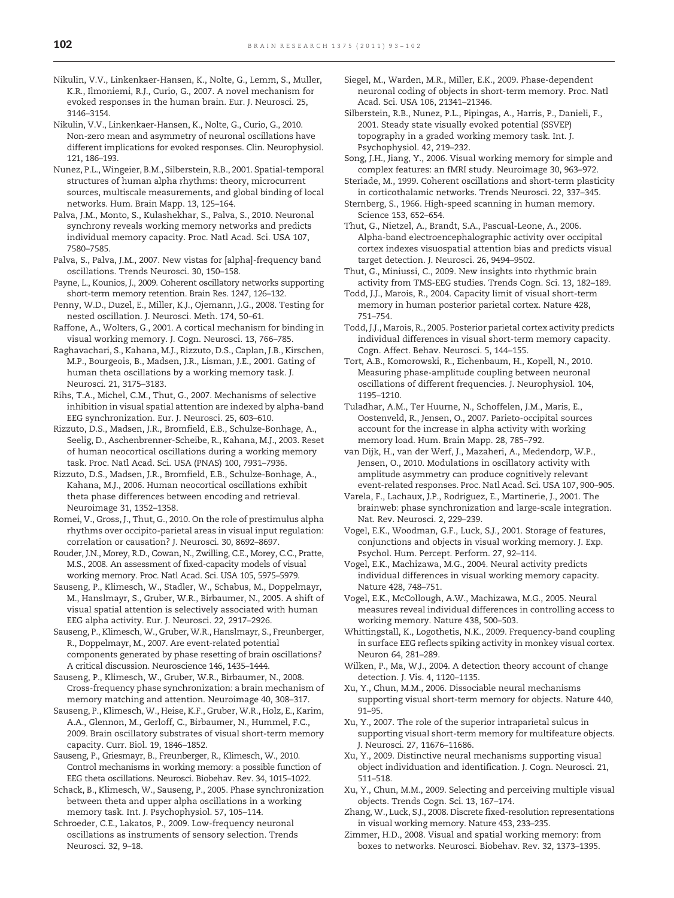Nikulin, V.V., Linkenkaer-Hansen, K., Nolte, G., Lemm, S., Muller, K.R., Ilmoniemi, R.J., Curio, G., 2007. A novel mechanism for evoked responses in the human brain. Eur. J. Neurosci. 25, 3146–3154.

Nikulin, V.V., Linkenkaer-Hansen, K., Nolte, G., Curio, G., 2010. Non-zero mean and asymmetry of neuronal oscillations have different implications for evoked responses. Clin. Neurophysiol. 121, 186–193.

Nunez, P.L., Wingeier, B.M., Silberstein, R.B., 2001. Spatial-temporal structures of human alpha rhythms: theory, microcurrent sources, multiscale measurements, and global binding of local networks. Hum. Brain Mapp. 13, 125–164.

Palva, J.M., Monto, S., Kulashekhar, S., Palva, S., 2010. Neuronal synchrony reveals working memory networks and predicts individual memory capacity. Proc. Natl Acad. Sci. USA 107, 7580–7585.

Palva, S., Palva, J.M., 2007. New vistas for [alpha]-frequency band oscillations. Trends Neurosci. 30, 150–158.

Payne, L., Kounios, J., 2009. Coherent oscillatory networks supporting short-term memory retention. Brain Res. 1247, 126–132.

Penny, W.D., Duzel, E., Miller, K.J., Ojemann, J.G., 2008. Testing for nested oscillation. J. Neurosci. Meth. 174, 50–61.

Raffone, A., Wolters, G., 2001. A cortical mechanism for binding in visual working memory. J. Cogn. Neurosci. 13, 766–785.

Raghavachari, S., Kahana, M.J., Rizzuto, D.S., Caplan, J.B., Kirschen, M.P., Bourgeois, B., Madsen, J.R., Lisman, J.E., 2001. Gating of human theta oscillations by a working memory task. J. Neurosci. 21, 3175–3183.

Rihs, T.A., Michel, C.M., Thut, G., 2007. Mechanisms of selective inhibition in visual spatial attention are indexed by alpha-band EEG synchronization. Eur. J. Neurosci. 25, 603–610.

Rizzuto, D.S., Madsen, J.R., Bromfield, E.B., Schulze-Bonhage, A., Seelig, D., Aschenbrenner-Scheibe, R., Kahana, M.J., 2003. Reset of human neocortical oscillations during a working memory task. Proc. Natl Acad. Sci. USA (PNAS) 100, 7931–7936.

Rizzuto, D.S., Madsen, J.R., Bromfield, E.B., Schulze-Bonhage, A., Kahana, M.J., 2006. Human neocortical oscillations exhibit theta phase differences between encoding and retrieval. Neuroimage 31, 1352–1358.

Romei, V., Gross, J., Thut, G., 2010. On the role of prestimulus alpha rhythms over occipito-parietal areas in visual input regulation: correlation or causation? J. Neurosci. 30, 8692–8697.

Rouder, J.N., Morey, R.D., Cowan, N., Zwilling, C.E., Morey, C.C., Pratte, M.S., 2008. An assessment of fixed-capacity models of visual working memory. Proc. Natl Acad. Sci. USA 105, 5975–5979.

Sauseng, P., Klimesch, W., Stadler, W., Schabus, M., Doppelmayr, M., Hanslmayr, S., Gruber, W.R., Birbaumer, N., 2005. A shift of visual spatial attention is selectively associated with human EEG alpha activity. Eur. J. Neurosci. 22, 2917–2926.

Sauseng, P., Klimesch, W., Gruber, W.R., Hanslmayr, S., Freunberger, R., Doppelmayr, M., 2007. Are event-related potential components generated by phase resetting of brain oscillations? A critical discussion. Neuroscience 146, 1435–1444.

Sauseng, P., Klimesch, W., Gruber, W.R., Birbaumer, N., 2008. Cross-frequency phase synchronization: a brain mechanism of memory matching and attention. Neuroimage 40, 308–317.

Sauseng, P., Klimesch, W., Heise, K.F., Gruber, W.R., Holz, E., Karim, A.A., Glennon, M., Gerloff, C., Birbaumer, N., Hummel, F.C., 2009. Brain oscillatory substrates of visual short-term memory capacity. Curr. Biol. 19, 1846–1852.

Sauseng, P., Griesmayr, B., Freunberger, R., Klimesch, W., 2010. Control mechanisms in working memory: a possible function of EEG theta oscillations. Neurosci. Biobehav. Rev. 34, 1015–1022.

Schack, B., Klimesch, W., Sauseng, P., 2005. Phase synchronization between theta and upper alpha oscillations in a working memory task. Int. J. Psychophysiol. 57, 105–114.

Schroeder, C.E., Lakatos, P., 2009. Low-frequency neuronal oscillations as instruments of sensory selection. Trends Neurosci. 32, 9–18.

Siegel, M., Warden, M.R., Miller, E.K., 2009. Phase-dependent neuronal coding of objects in short-term memory. Proc. Natl Acad. Sci. USA 106, 21341–21346.

Silberstein, R.B., Nunez, P.L., Pipingas, A., Harris, P., Danieli, F., 2001. Steady state visually evoked potential (SSVEP) topography in a graded working memory task. Int. J. Psychophysiol. 42, 219–232.

Song, J.H., Jiang, Y., 2006. Visual working memory for simple and complex features: an fMRI study. Neuroimage 30, 963–972.

Steriade, M., 1999. Coherent oscillations and short-term plasticity in corticothalamic networks. Trends Neurosci. 22, 337–345.

Sternberg, S., 1966. High-speed scanning in human memory. Science 153, 652–654.

Thut, G., Nietzel, A., Brandt, S.A., Pascual-Leone, A., 2006. Alpha-band electroencephalographic activity over occipital cortex indexes visuospatial attention bias and predicts visual target detection. J. Neurosci. 26, 9494–9502.

Thut, G., Miniussi, C., 2009. New insights into rhythmic brain activity from TMS-EEG studies. Trends Cogn. Sci. 13, 182–189.

Todd, J.J., Marois, R., 2004. Capacity limit of visual short-term memory in human posterior parietal cortex. Nature 428, 751–754.

Todd, J.J., Marois, R., 2005. Posterior parietal cortex activity predicts individual differences in visual short-term memory capacity. Cogn. Affect. Behav. Neurosci. 5, 144–155.

Tort, A.B., Komorowski, R., Eichenbaum, H., Kopell, N., 2010. Measuring phase-amplitude coupling between neuronal oscillations of different frequencies. J. Neurophysiol. 104, 1195–1210.

Tuladhar, A.M., Ter Huurne, N., Schoffelen, J.M., Maris, E., Oostenveld, R., Jensen, O., 2007. Parieto-occipital sources account for the increase in alpha activity with working memory load. Hum. Brain Mapp. 28, 785–792.

van Dijk, H., van der Werf, J., Mazaheri, A., Medendorp, W.P., Jensen, O., 2010. Modulations in oscillatory activity with amplitude asymmetry can produce cognitively relevant event-related responses. Proc. Natl Acad. Sci. USA 107, 900–905.

Varela, F., Lachaux, J.P., Rodriguez, E., Martinerie, J., 2001. The brainweb: phase synchronization and large-scale integration. Nat. Rev. Neurosci. 2, 229–239.

Vogel, E.K., Woodman, G.F., Luck, S.J., 2001. Storage of features, conjunctions and objects in visual working memory. J. Exp. Psychol. Hum. Percept. Perform. 27, 92–114.

Vogel, E.K., Machizawa, M.G., 2004. Neural activity predicts individual differences in visual working memory capacity. Nature 428, 748–751.

Vogel, E.K., McCollough, A.W., Machizawa, M.G., 2005. Neural measures reveal individual differences in controlling access to working memory. Nature 438, 500–503.

Whittingstall, K., Logothetis, N.K., 2009. Frequency-band coupling in surface EEG reflects spiking activity in monkey visual cortex. Neuron 64, 281–289.

Wilken, P., Ma, W.J., 2004. A detection theory account of change detection. J. Vis. 4, 1120–1135.

Xu, Y., Chun, M.M., 2006. Dissociable neural mechanisms supporting visual short-term memory for objects. Nature 440, 91–95.

Xu, Y., 2007. The role of the superior intraparietal sulcus in supporting visual short-term memory for multifeature objects. J. Neurosci. 27, 11676–11686.

Xu, Y., 2009. Distinctive neural mechanisms supporting visual object individuation and identification. J. Cogn. Neurosci. 21, 511–518.

Xu, Y., Chun, M.M., 2009. Selecting and perceiving multiple visual objects. Trends Cogn. Sci. 13, 167–174.

Zhang, W., Luck, S.J., 2008. Discrete fixed-resolution representations in visual working memory. Nature 453, 233–235.

Zimmer, H.D., 2008. Visual and spatial working memory: from boxes to networks. Neurosci. Biobehav. Rev. 32, 1373–1395.